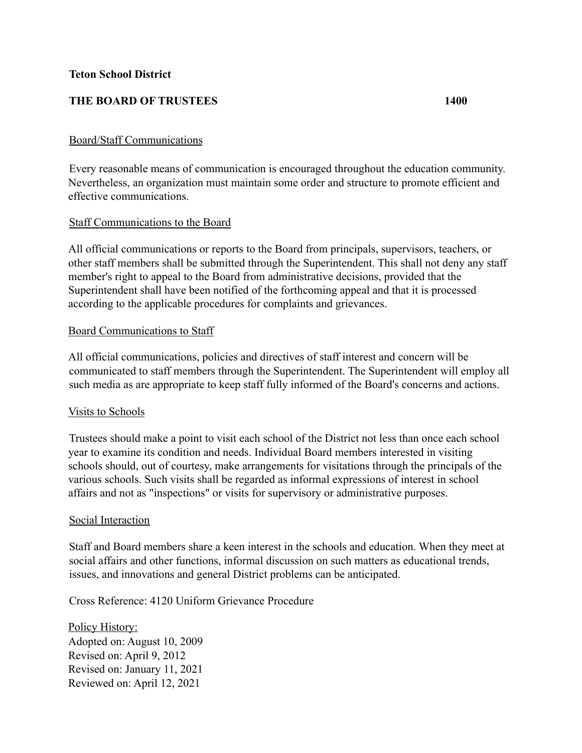**Teton School District**

**THE BOARD OF TRUSTEES 1400**

Board/Staff Communications

Every reasonable means of communication is encouraged throughout the education community. Nevertheless, an organization must maintain some order and structure to promote efficient and effective communications.

Staff Communications to the Board

All official communications or reports to the Board from principals, supervisors, teachers, or other staff members shall be submitted through the Superintendent. This shall not deny any staff member's right to appeal to the Board from administrative decisions, provided that the Superintendent shall have been notified of the forthcoming appeal and that it is processed according to the applicable procedures for complaints and grievances.

Board Communications to Staff

All official communications, policies and directives of staff interest and concern will be communicated to staff members through the Superintendent. The Superintendent will employ all such media as are appropriate to keep staff fully informed of the Board's concerns and actions.

Visits to Schools

Trustees should make a point to visit each school of the District not less than once each school year to examine its condition and needs. Individual Board members interested in visiting schools should, out of courtesy, make arrangements for visitations through the principals of the various schools. Such visits shall be regarded as informal expressions of interest in school affairs and not as "inspections" or visits for supervisory or administrative purposes.

Social Interaction

Staff and Board members share a keen interest in the schools and education. When they meet at social affairs and other functions, informal discussion on such matters as educational trends, issues, and innovations and general District problems can be anticipated.

Cross Reference: 4120 Uniform Grievance Procedure

Policy History:
Adopted on: August 10, 2009
Revised on: April 9, 2012
Revised on: January 11, 2021
Reviewed on: April 12, 2021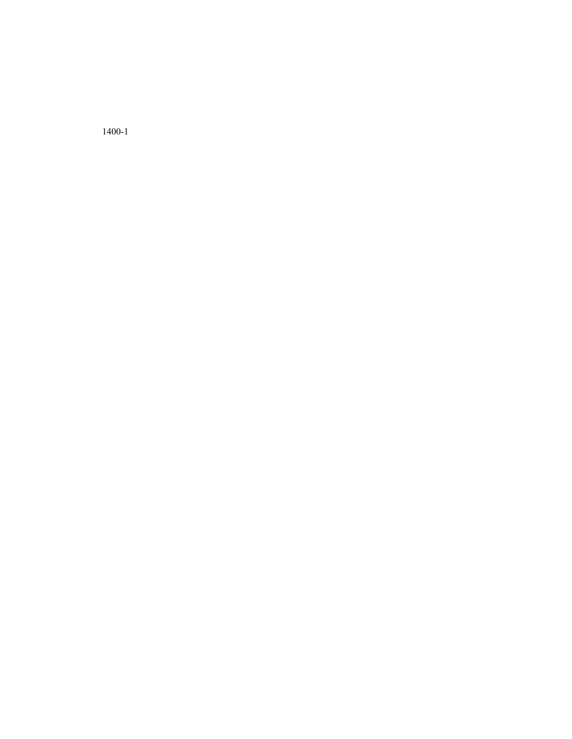1400-1